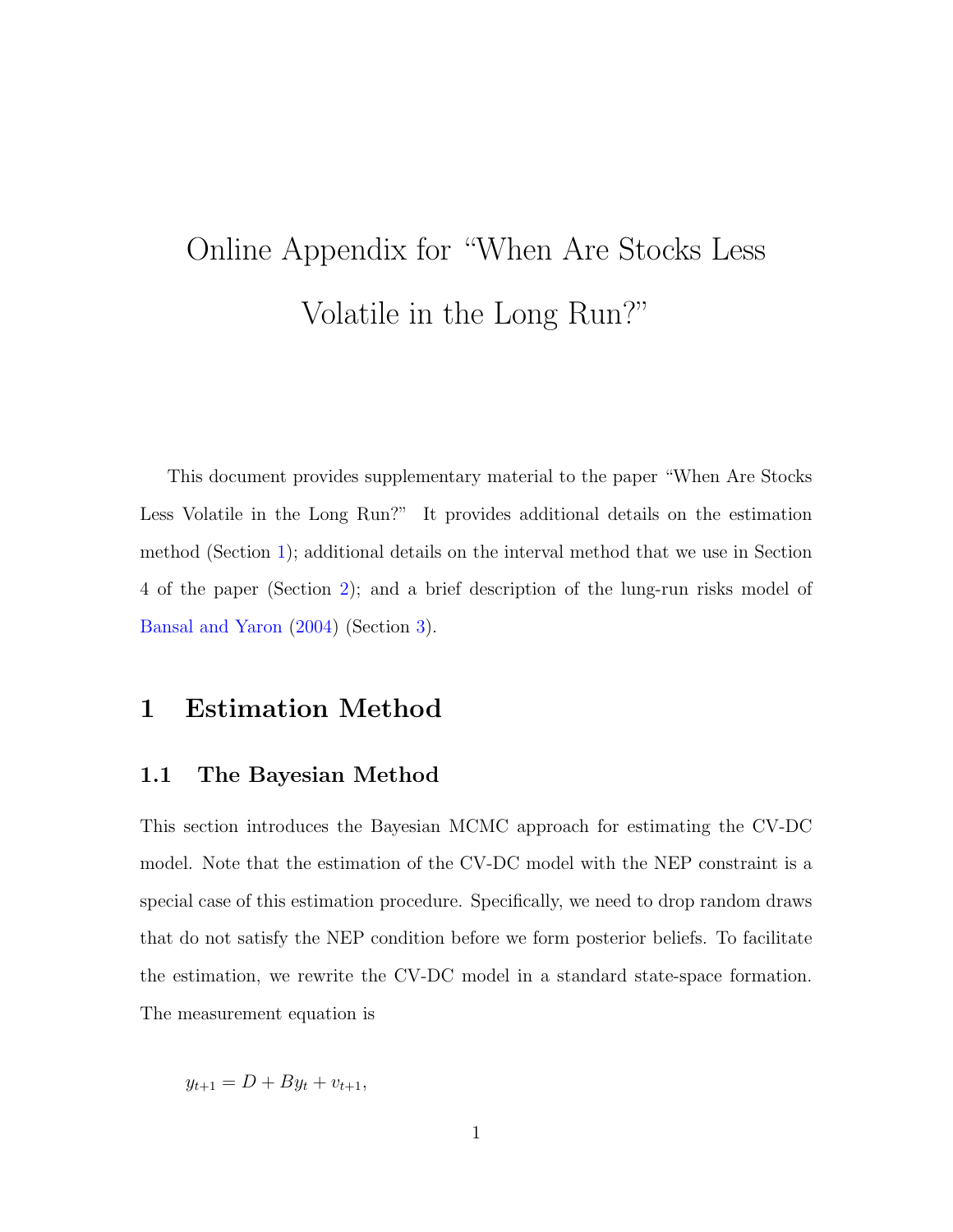# Online Appendix for "When Are Stocks Less Volatile in the Long Run?"

This document provides supplementary material to the paper "When Are Stocks Less Volatile in the Long Run?" It provides additional details on the estimation method (Section 1); additional details on the interval method that we use in Section 4 of the paper (Section 2); and a brief description of the lung-run risks model of Bansal and Yaron (2004) (Section 3).

## 1 Estimation Method

### 1.1 The Bayesian Method

This section introduces the Bayesian MCMC approach for estimating the CV-DC model. Note that the estimation of the CV-DC model with the NEP constraint is a special case of this estimation procedure. Specifically, we need to drop random draws that do not satisfy the NEP condition before we form posterior beliefs. To facilitate the estimation, we rewrite the CV-DC model in a standard state-space formation. The measurement equation is

$$y_{t+1} = D + By_t + v_{t+1},$$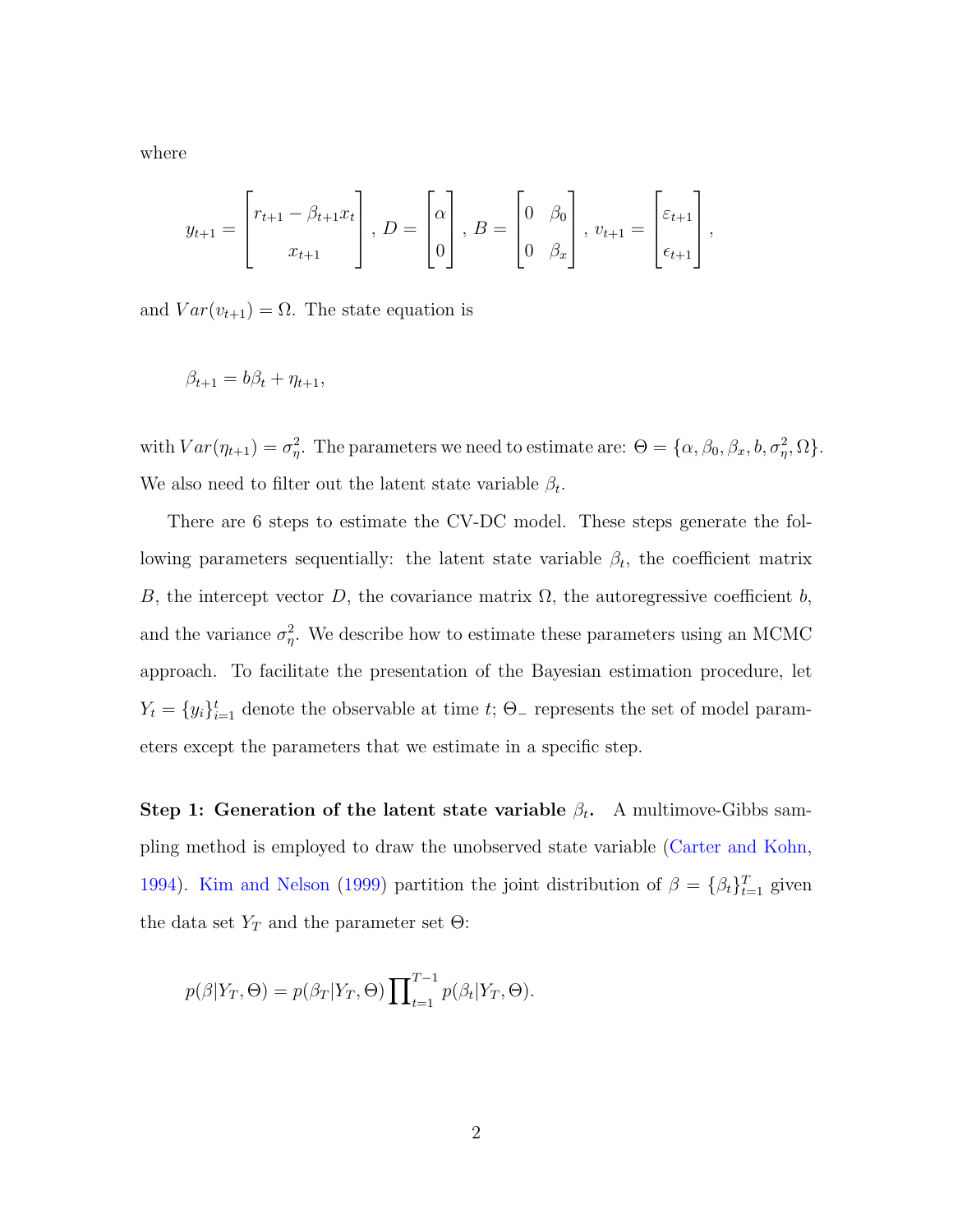where

$$y_{t+1} = \begin{bmatrix} r_{t+1} - \beta_{t+1} x_t \\ x_{t+1} \end{bmatrix}, \; D = \begin{bmatrix} \alpha \\ 0 \end{bmatrix}, \; B = \begin{bmatrix} 0 & \beta_0 \\ 0 & \beta_x \end{bmatrix}, \; v_{t+1} = \begin{bmatrix} \varepsilon_{t+1} \\ \epsilon_{t+1} \end{bmatrix},$$

and $Var(v_{t+1}) = \Omega$. The state equation is

$$\beta_{t+1} = b\beta_t + \eta_{t+1},$$

with $Var(\eta_{t+1}) = \sigma_\eta^2$. The parameters we need to estimate are: $\Theta = \{\alpha, \beta_0, \beta_x, b, \sigma_\eta^2, \Omega\}$. We also need to filter out the latent state variable $\beta_t$.

There are 6 steps to estimate the CV-DC model. These steps generate the following parameters sequentially: the latent state variable $\beta_t$, the coefficient matrix $B$, the intercept vector $D$, the covariance matrix $\Omega$, the autoregressive coefficient $b$, and the variance $\sigma_\eta^2$. We describe how to estimate these parameters using an MCMC approach. To facilitate the presentation of the Bayesian estimation procedure, let $Y_t = \{y_i\}_{i=1}^t$ denote the observable at time $t$; $\Theta_-$ represents the set of model parameters except the parameters that we estimate in a specific step.

**Step 1: Generation of the latent state variable $\beta_t$.** A multimove-Gibbs sampling method is employed to draw the unobserved state variable (Carter and Kohn, 1994). Kim and Nelson (1999) partition the joint distribution of $\beta = \{\beta_t\}_{t=1}^T$ given the data set $Y_T$ and the parameter set $\Theta$:

$$p(\beta|Y_T, \Theta) = p(\beta_T|Y_T, \Theta) \prod\nolimits_{t=1}^{T-1} p(\beta_t|Y_T, \Theta).$$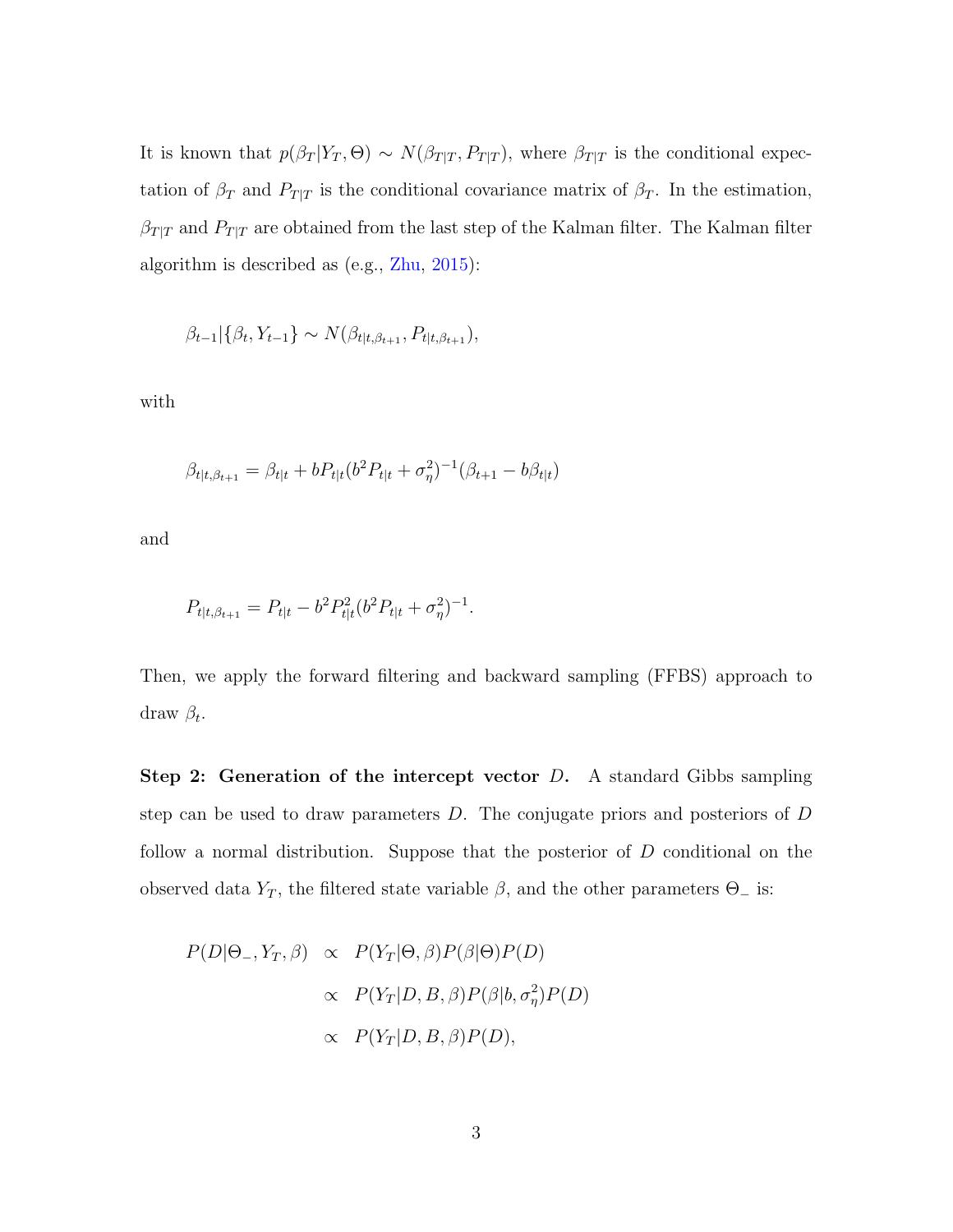It is known that $p(\beta_T|Y_T,\Theta) \sim N(\beta_{T|T}, P_{T|T})$, where $\beta_{T|T}$ is the conditional expectation of $\beta_T$ and $P_{T|T}$ is the conditional covariance matrix of $\beta_T$. In the estimation, $\beta_{T|T}$ and $P_{T|T}$ are obtained from the last step of the Kalman filter. The Kalman filter algorithm is described as (e.g., Zhu, 2015):

$$\beta_{t-1}|\{\beta_t, Y_{t-1}\} \sim N(\beta_{t|t,\beta_{t+1}}, P_{t|t,\beta_{t+1}}),$$

with

$$\beta_{t|t,\beta_{t+1}} = \beta_{t|t} + bP_{t|t}(b^2 P_{t|t} + \sigma_\eta^2)^{-1}(\beta_{t+1} - b\beta_{t|t})$$

and

$$P_{t|t,\beta_{t+1}} = P_{t|t} - b^2 P_{t|t}^2 (b^2 P_{t|t} + \sigma_\eta^2)^{-1}.$$

Then, we apply the forward filtering and backward sampling (FFBS) approach to draw $\beta_t$.

**Step 2: Generation of the intercept vector $D$.** A standard Gibbs sampling step can be used to draw parameters $D$. The conjugate priors and posteriors of $D$ follow a normal distribution. Suppose that the posterior of $D$ conditional on the observed data $Y_T$, the filtered state variable $\beta$, and the other parameters $\Theta_-$ is:

$$\begin{aligned}
P(D|\Theta_-, Y_T, \beta) &\propto P(Y_T|\Theta, \beta)P(\beta|\Theta)P(D) \\
&\propto P(Y_T|D, B, \beta)P(\beta|b, \sigma_\eta^2)P(D) \\
&\propto P(Y_T|D, B, \beta)P(D),
\end{aligned}$$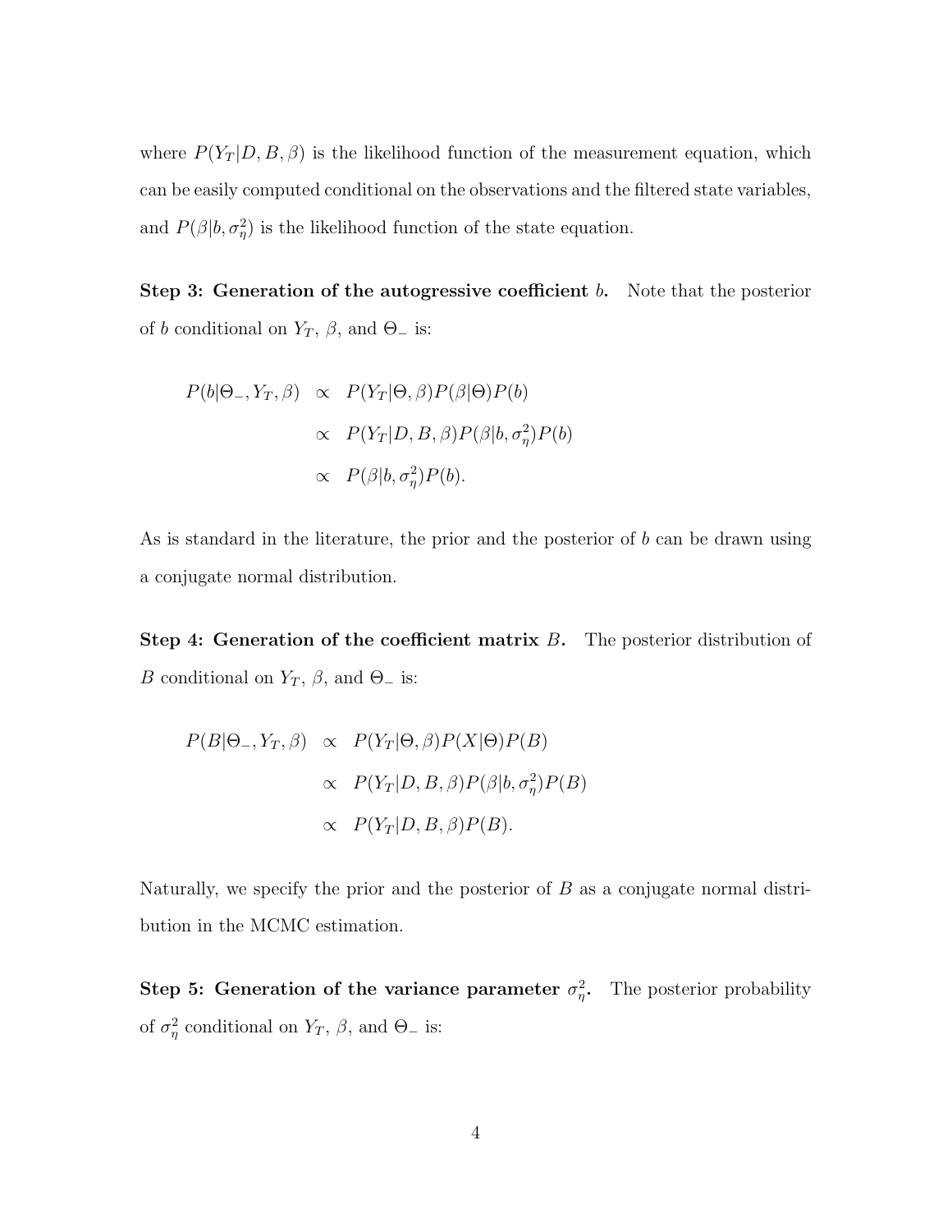where $P(Y_T|D, B, \beta)$ is the likelihood function of the measurement equation, which can be easily computed conditional on the observations and the filtered state variables, and $P(\beta|b, \sigma_\eta^2)$ is the likelihood function of the state equation.

**Step 3: Generation of the autogressive coefficient $b$.** Note that the posterior of $b$ conditional on $Y_T$, $\beta$, and $\Theta_-$ is:

$$
\begin{aligned}
P(b|\Theta_-, Y_T, \beta) &\propto P(Y_T|\Theta, \beta)P(\beta|\Theta)P(b) \\
&\propto P(Y_T|D, B, \beta)P(\beta|b, \sigma_\eta^2)P(b) \\
&\propto P(\beta|b, \sigma_\eta^2)P(b).
\end{aligned}
$$

As is standard in the literature, the prior and the posterior of $b$ can be drawn using a conjugate normal distribution.

**Step 4: Generation of the coefficient matrix $B$.** The posterior distribution of $B$ conditional on $Y_T$, $\beta$, and $\Theta_-$ is:

$$
\begin{aligned}
P(B|\Theta_-, Y_T, \beta) &\propto P(Y_T|\Theta, \beta)P(X|\Theta)P(B) \\
&\propto P(Y_T|D, B, \beta)P(\beta|b, \sigma_\eta^2)P(B) \\
&\propto P(Y_T|D, B, \beta)P(B).
\end{aligned}
$$

Naturally, we specify the prior and the posterior of $B$ as a conjugate normal distribution in the MCMC estimation.

**Step 5: Generation of the variance parameter $\sigma_\eta^2$.** The posterior probability of $\sigma_\eta^2$ conditional on $Y_T$, $\beta$, and $\Theta_-$ is: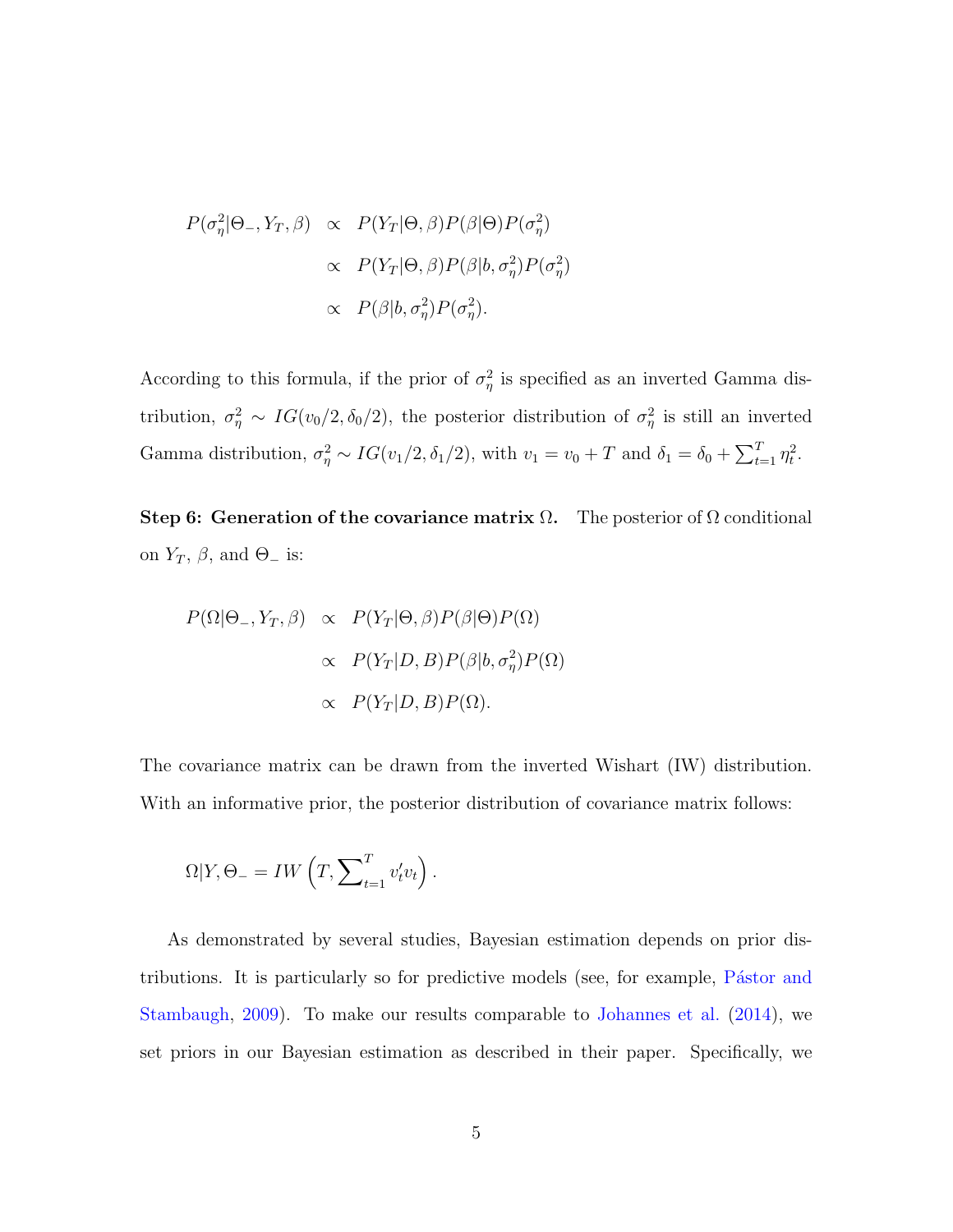$$
\begin{aligned}
P(\sigma_\eta^2|\Theta_-, Y_T, \beta) &\propto P(Y_T|\Theta, \beta)P(\beta|\Theta)P(\sigma_\eta^2) \\
&\propto P(Y_T|\Theta, \beta)P(\beta|b, \sigma_\eta^2)P(\sigma_\eta^2) \\
&\propto P(\beta|b, \sigma_\eta^2)P(\sigma_\eta^2).
\end{aligned}
$$

According to this formula, if the prior of $\sigma_\eta^2$ is specified as an inverted Gamma distribution, $\sigma_\eta^2 \sim IG(v_0/2, \delta_0/2)$, the posterior distribution of $\sigma_\eta^2$ is still an inverted Gamma distribution, $\sigma_\eta^2 \sim IG(v_1/2, \delta_1/2)$, with $v_1 = v_0 + T$ and $\delta_1 = \delta_0 + \sum_{t=1}^{T} \eta_t^2$.

**Step 6: Generation of the covariance matrix $\Omega$.** The posterior of $\Omega$ conditional on $Y_T$, $\beta$, and $\Theta_-$ is:

$$
\begin{aligned}
P(\Omega|\Theta_-, Y_T, \beta) &\propto P(Y_T|\Theta, \beta)P(\beta|\Theta)P(\Omega) \\
&\propto P(Y_T|D, B)P(\beta|b, \sigma_\eta^2)P(\Omega) \\
&\propto P(Y_T|D, B)P(\Omega).
\end{aligned}
$$

The covariance matrix can be drawn from the inverted Wishart (IW) distribution. With an informative prior, the posterior distribution of covariance matrix follows:

$$
\Omega|Y, \Theta_- = IW\left(T, \sum_{t=1}^{T} v_t' v_t\right).
$$

As demonstrated by several studies, Bayesian estimation depends on prior distributions. It is particularly so for predictive models (see, for example, Pástor and Stambaugh, 2009). To make our results comparable to Johannes et al. (2014), we set priors in our Bayesian estimation as described in their paper. Specifically, we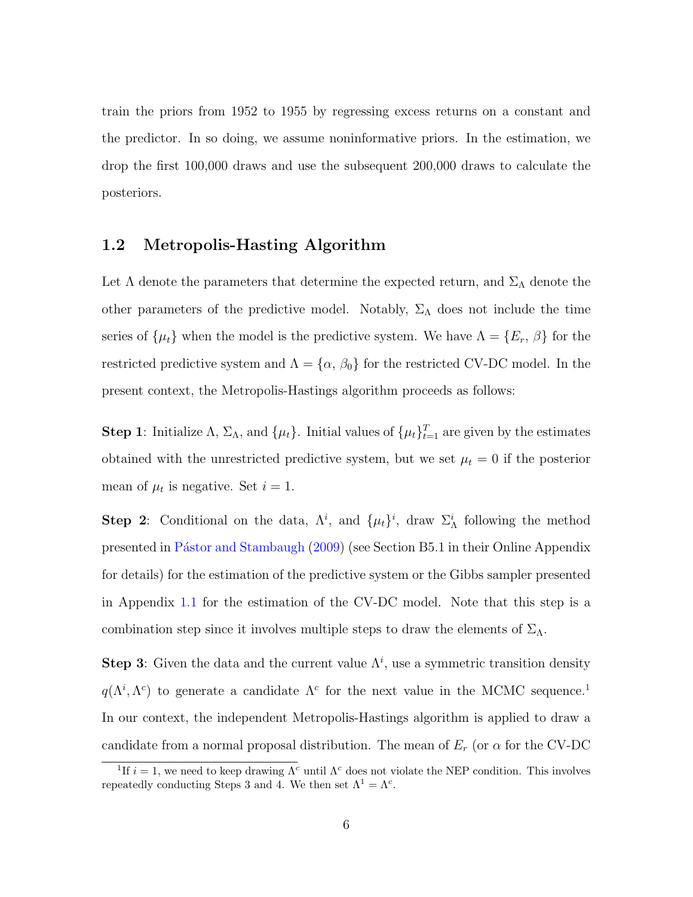train the priors from 1952 to 1955 by regressing excess returns on a constant and the predictor. In so doing, we assume noninformative priors. In the estimation, we drop the first 100,000 draws and use the subsequent 200,000 draws to calculate the posteriors.

## 1.2 Metropolis-Hasting Algorithm

Let $\Lambda$ denote the parameters that determine the expected return, and $\Sigma_\Lambda$ denote the other parameters of the predictive model. Notably, $\Sigma_\Lambda$ does not include the time series of $\{\mu_t\}$ when the model is the predictive system. We have $\Lambda = \{E_r, \beta\}$ for the restricted predictive system and $\Lambda = \{\alpha, \beta_0\}$ for the restricted CV-DC model. In the present context, the Metropolis-Hastings algorithm proceeds as follows:

**Step 1**: Initialize $\Lambda$, $\Sigma_\Lambda$, and $\{\mu_t\}$. Initial values of $\{\mu_t\}_{t=1}^T$ are given by the estimates obtained with the unrestricted predictive system, but we set $\mu_t = 0$ if the posterior mean of $\mu_t$ is negative. Set $i = 1$.

**Step 2**: Conditional on the data, $\Lambda^i$, and $\{\mu_t\}^i$, draw $\Sigma_\Lambda^i$ following the method presented in Pástor and Stambaugh (2009) (see Section B5.1 in their Online Appendix for details) for the estimation of the predictive system or the Gibbs sampler presented in Appendix 1.1 for the estimation of the CV-DC model. Note that this step is a combination step since it involves multiple steps to draw the elements of $\Sigma_\Lambda$.

**Step 3**: Given the data and the current value $\Lambda^i$, use a symmetric transition density $q(\Lambda^i, \Lambda^c)$ to generate a candidate $\Lambda^c$ for the next value in the MCMC sequence.[1] In our context, the independent Metropolis-Hastings algorithm is applied to draw a candidate from a normal proposal distribution. The mean of $E_r$ (or $\alpha$ for the CV-DC

[1] If $i = 1$, we need to keep drawing $\Lambda^c$ until $\Lambda^c$ does not violate the NEP condition. This involves repeatedly conducting Steps 3 and 4. We then set $\Lambda^1 = \Lambda^c$.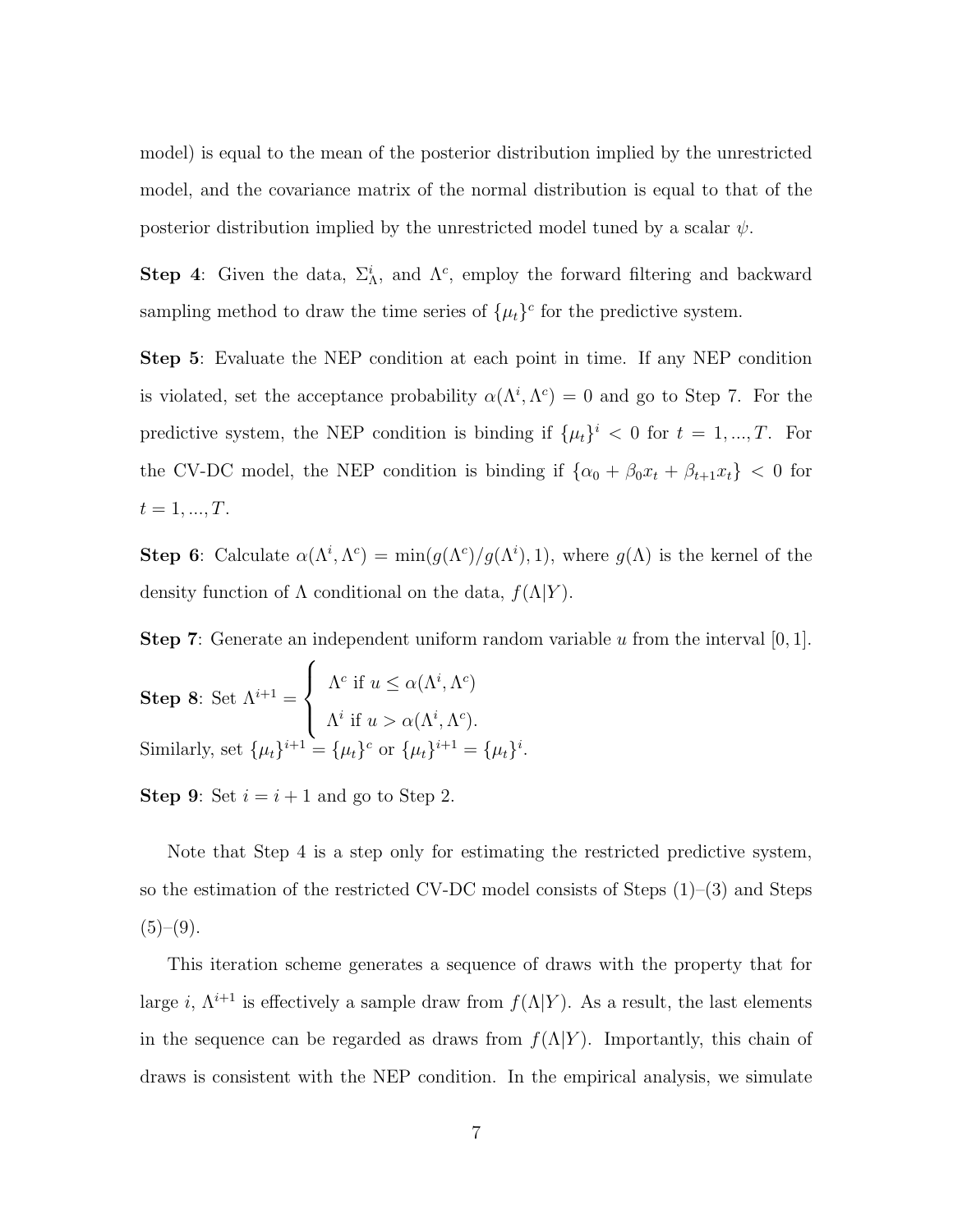model) is equal to the mean of the posterior distribution implied by the unrestricted model, and the covariance matrix of the normal distribution is equal to that of the posterior distribution implied by the unrestricted model tuned by a scalar $\psi$.

**Step 4**: Given the data, $\Sigma_{\Lambda}^{i}$, and $\Lambda^{c}$, employ the forward filtering and backward sampling method to draw the time series of $\{\mu_t\}^c$ for the predictive system.

**Step 5**: Evaluate the NEP condition at each point in time. If any NEP condition is violated, set the acceptance probability $\alpha(\Lambda^i, \Lambda^c) = 0$ and go to Step 7. For the predictive system, the NEP condition is binding if $\{\mu_t\}^i < 0$ for $t = 1, ..., T$. For the CV-DC model, the NEP condition is binding if $\{\alpha_0 + \beta_0 x_t + \beta_{t+1} x_t\} < 0$ for $t = 1, ..., T$.

**Step 6**: Calculate $\alpha(\Lambda^i, \Lambda^c) = \min(g(\Lambda^c)/g(\Lambda^i), 1)$, where $g(\Lambda)$ is the kernel of the density function of $\Lambda$ conditional on the data, $f(\Lambda|Y)$.

**Step 7**: Generate an independent uniform random variable $u$ from the interval $[0, 1]$.

**Step 8**: Set $\Lambda^{i+1} = \begin{cases} \Lambda^c \text{ if } u \leq \alpha(\Lambda^i, \Lambda^c) \\ \Lambda^i \text{ if } u > \alpha(\Lambda^i, \Lambda^c). \end{cases}$

Similarly, set $\{\mu_t\}^{i+1} = \{\mu_t\}^c$ or $\{\mu_t\}^{i+1} = \{\mu_t\}^i$.

**Step 9**: Set $i = i + 1$ and go to Step 2.

Note that Step 4 is a step only for estimating the restricted predictive system, so the estimation of the restricted CV-DC model consists of Steps (1)–(3) and Steps (5)–(9).

This iteration scheme generates a sequence of draws with the property that for large $i$, $\Lambda^{i+1}$ is effectively a sample draw from $f(\Lambda|Y)$. As a result, the last elements in the sequence can be regarded as draws from $f(\Lambda|Y)$. Importantly, this chain of draws is consistent with the NEP condition. In the empirical analysis, we simulate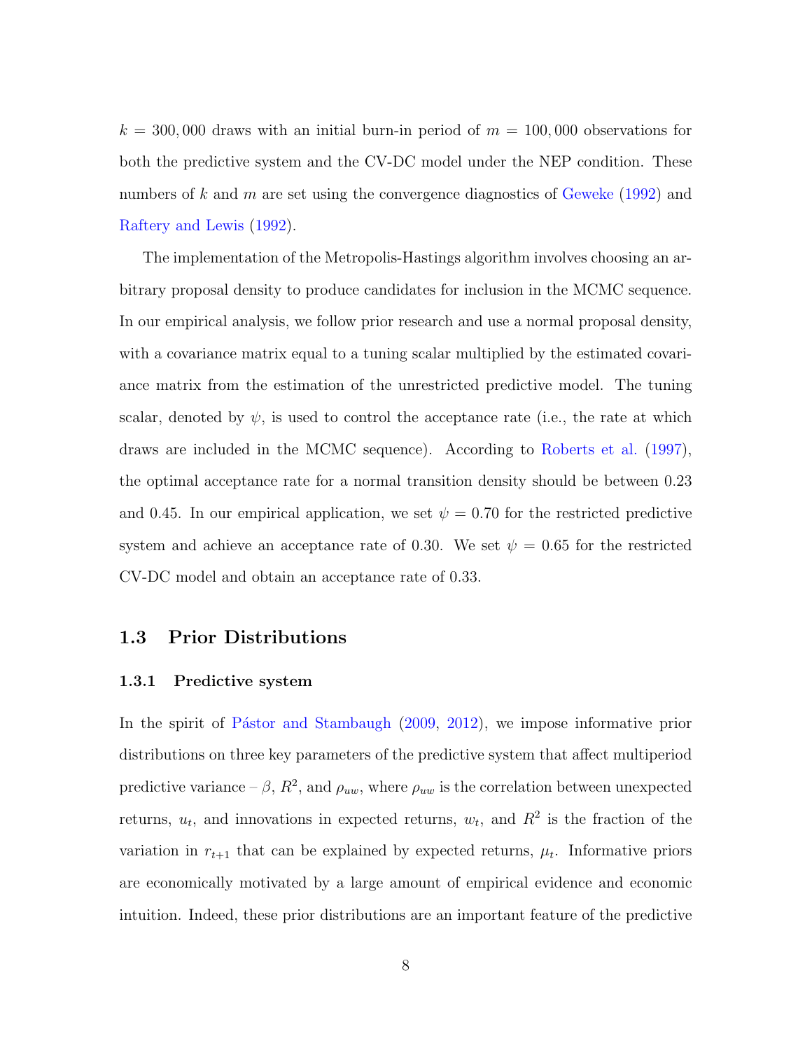$k = 300,000$ draws with an initial burn-in period of $m = 100,000$ observations for both the predictive system and the CV-DC model under the NEP condition. These numbers of $k$ and $m$ are set using the convergence diagnostics of Geweke (1992) and Raftery and Lewis (1992).

The implementation of the Metropolis-Hastings algorithm involves choosing an arbitrary proposal density to produce candidates for inclusion in the MCMC sequence. In our empirical analysis, we follow prior research and use a normal proposal density, with a covariance matrix equal to a tuning scalar multiplied by the estimated covariance matrix from the estimation of the unrestricted predictive model. The tuning scalar, denoted by $\psi$, is used to control the acceptance rate (i.e., the rate at which draws are included in the MCMC sequence). According to Roberts et al. (1997), the optimal acceptance rate for a normal transition density should be between 0.23 and 0.45. In our empirical application, we set $\psi = 0.70$ for the restricted predictive system and achieve an acceptance rate of 0.30. We set $\psi = 0.65$ for the restricted CV-DC model and obtain an acceptance rate of 0.33.

## 1.3 Prior Distributions

### 1.3.1 Predictive system

In the spirit of Pástor and Stambaugh (2009, 2012), we impose informative prior distributions on three key parameters of the predictive system that affect multiperiod predictive variance – $\beta$, $R^2$, and $\rho_{uw}$, where $\rho_{uw}$ is the correlation between unexpected returns, $u_t$, and innovations in expected returns, $w_t$, and $R^2$ is the fraction of the variation in $r_{t+1}$ that can be explained by expected returns, $\mu_t$. Informative priors are economically motivated by a large amount of empirical evidence and economic intuition. Indeed, these prior distributions are an important feature of the predictive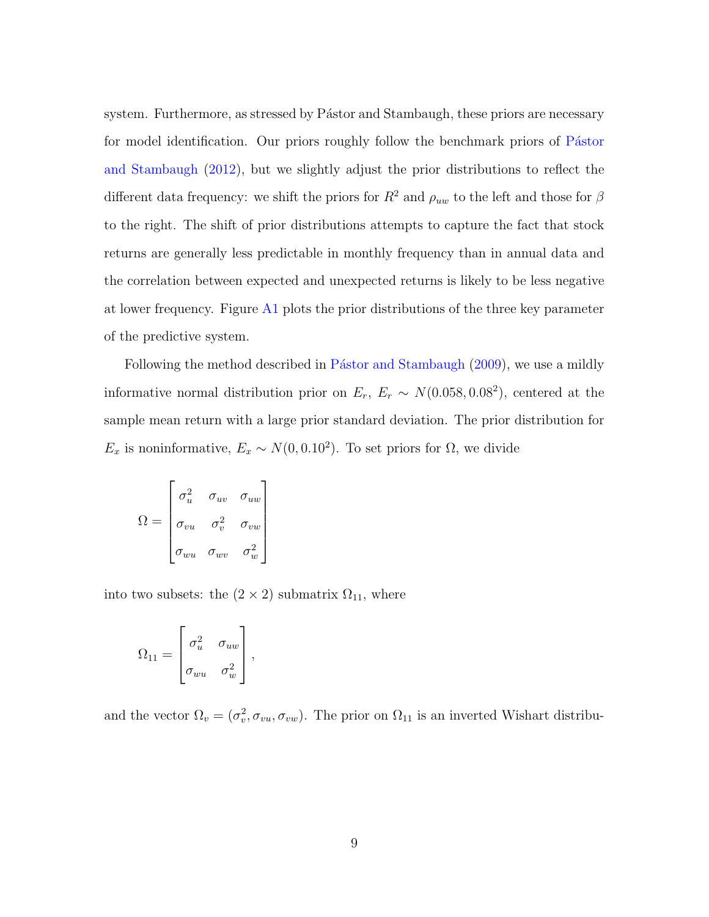system. Furthermore, as stressed by Pástor and Stambaugh, these priors are necessary for model identification. Our priors roughly follow the benchmark priors of Pástor and Stambaugh (2012), but we slightly adjust the prior distributions to reflect the different data frequency: we shift the priors for $R^2$ and $\rho_{uw}$ to the left and those for $\beta$ to the right. The shift of prior distributions attempts to capture the fact that stock returns are generally less predictable in monthly frequency than in annual data and the correlation between expected and unexpected returns is likely to be less negative at lower frequency. Figure A1 plots the prior distributions of the three key parameter of the predictive system.

Following the method described in Pástor and Stambaugh (2009), we use a mildly informative normal distribution prior on $E_r$, $E_r \sim N(0.058, 0.08^2)$, centered at the sample mean return with a large prior standard deviation. The prior distribution for $E_x$ is noninformative, $E_x \sim N(0, 0.10^2)$. To set priors for $\Omega$, we divide

$$\Omega = \begin{bmatrix} \sigma_u^2 & \sigma_{uv} & \sigma_{uw} \\ \sigma_{vu} & \sigma_v^2 & \sigma_{vw} \\ \sigma_{wu} & \sigma_{wv} & \sigma_w^2 \end{bmatrix}$$

into two subsets: the $(2 \times 2)$ submatrix $\Omega_{11}$, where

$$\Omega_{11} = \begin{bmatrix} \sigma_u^2 & \sigma_{uw} \\ \sigma_{wu} & \sigma_w^2 \end{bmatrix},$$

and the vector $\Omega_v = (\sigma_v^2, \sigma_{vu}, \sigma_{vw})$. The prior on $\Omega_{11}$ is an inverted Wishart distribu-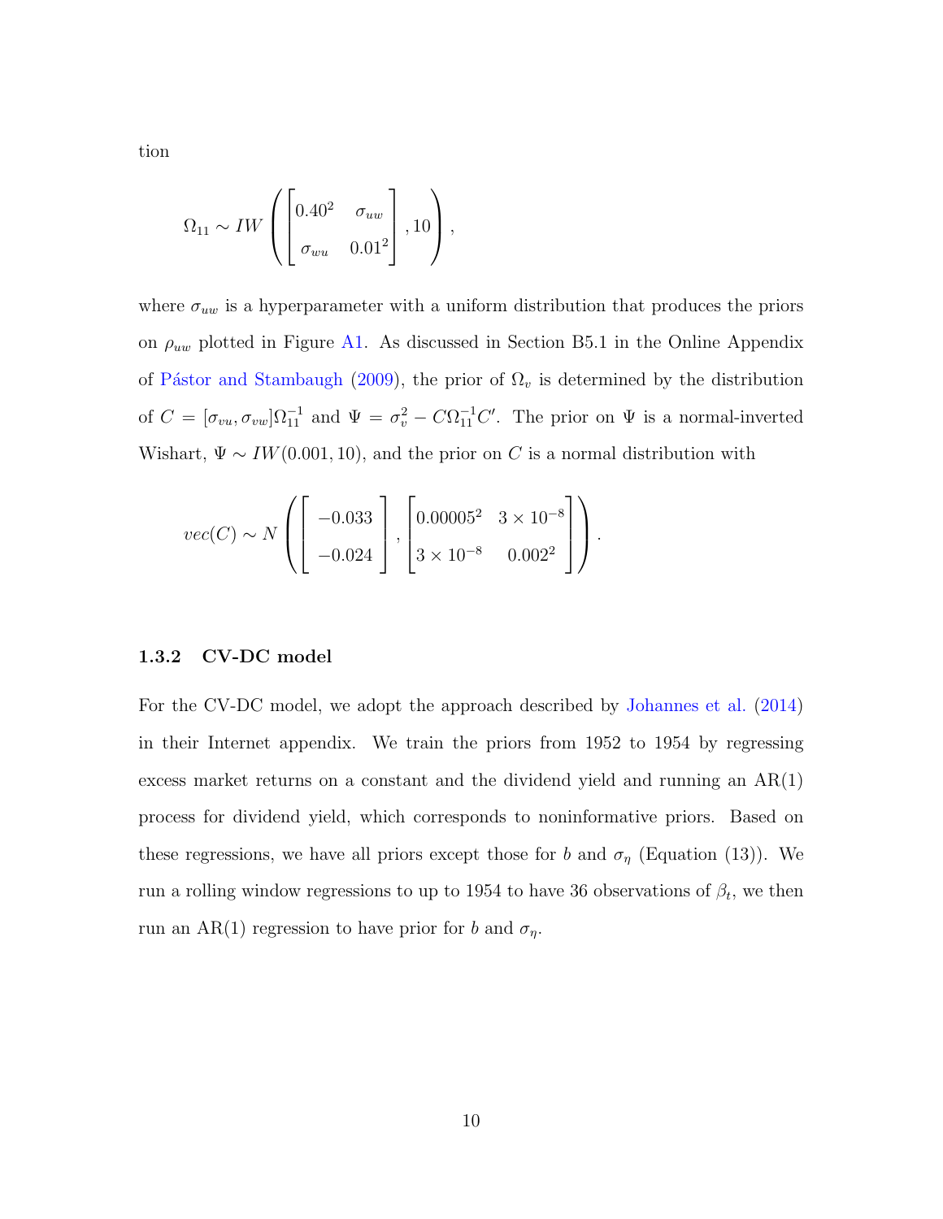tion

$$\Omega_{11} \sim IW\left(\begin{bmatrix} 0.40^2 & \sigma_{uw} \\ \sigma_{wu} & 0.01^2 \end{bmatrix}, 10\right),$$

where $\sigma_{uw}$ is a hyperparameter with a uniform distribution that produces the priors on $\rho_{uw}$ plotted in Figure A1. As discussed in Section B5.1 in the Online Appendix of Pástor and Stambaugh (2009), the prior of $\Omega_v$ is determined by the distribution of $C = [\sigma_{vu}, \sigma_{vw}]\Omega_{11}^{-1}$ and $\Psi = \sigma_v^2 - C\Omega_{11}^{-1}C'$. The prior on $\Psi$ is a normal-inverted Wishart, $\Psi \sim IW(0.001, 10)$, and the prior on $C$ is a normal distribution with

$$vec(C) \sim N\left(\begin{bmatrix} -0.033 \\ -0.024 \end{bmatrix}, \begin{bmatrix} 0.00005^2 & 3 \times 10^{-8} \\ 3 \times 10^{-8} & 0.002^2 \end{bmatrix}\right).$$

### 1.3.2 CV-DC model

For the CV-DC model, we adopt the approach described by Johannes et al. (2014) in their Internet appendix. We train the priors from 1952 to 1954 by regressing excess market returns on a constant and the dividend yield and running an AR(1) process for dividend yield, which corresponds to noninformative priors. Based on these regressions, we have all priors except those for $b$ and $\sigma_\eta$ (Equation (13)). We run a rolling window regressions to up to 1954 to have 36 observations of $\beta_t$, we then run an AR(1) regression to have prior for $b$ and $\sigma_\eta$.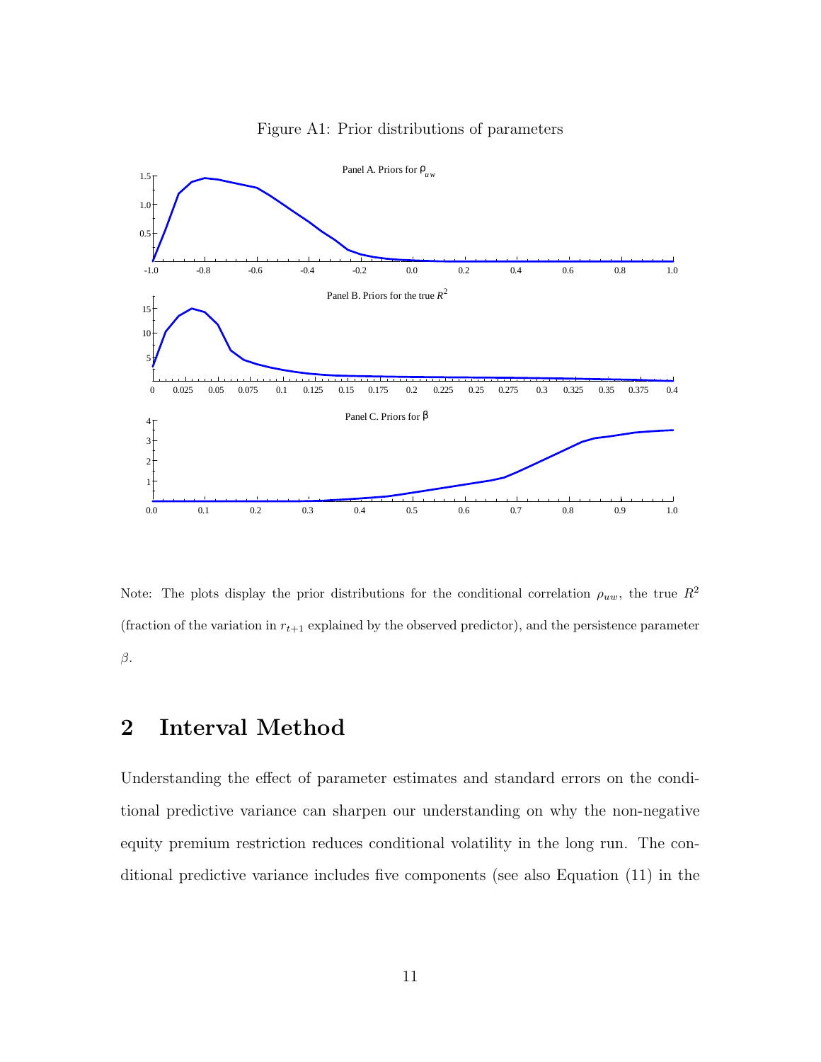Figure A1: Prior distributions of parameters

Note: The plots display the prior distributions for the conditional correlation $\rho_{uw}$, the true $R^2$ (fraction of the variation in $r_{t+1}$ explained by the observed predictor), and the persistence parameter $\beta$.

## 2 Interval Method

Understanding the effect of parameter estimates and standard errors on the conditional predictive variance can sharpen our understanding on why the non-negative equity premium restriction reduces conditional volatility in the long run. The conditional predictive variance includes five components (see also Equation (11) in the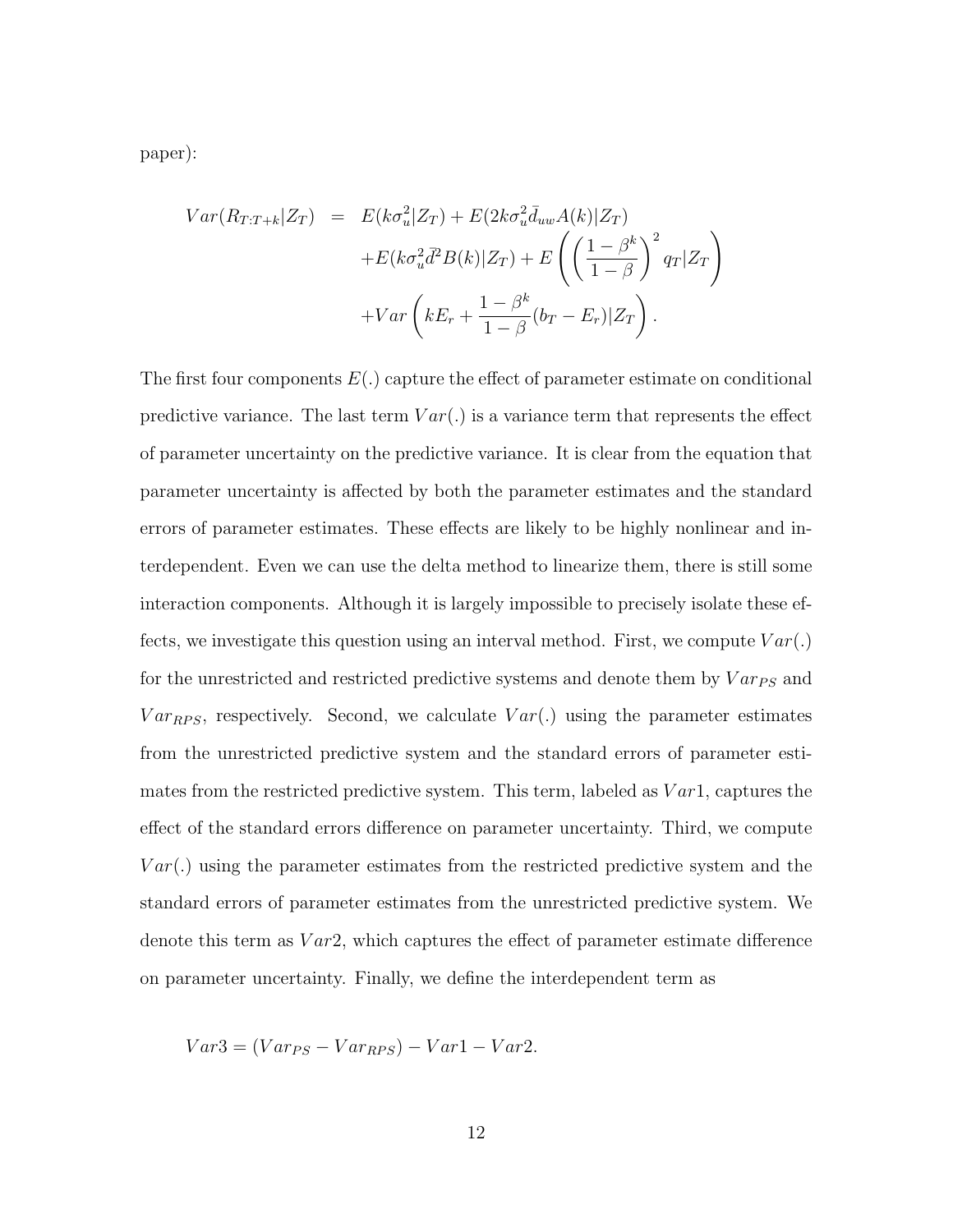paper):

$$
\begin{aligned}
Var(R_{T:T+k}|Z_T) &= E(k\sigma_u^2|Z_T) + E(2k\sigma_u^2\bar{d}_{uw}A(k)|Z_T) \\
&\quad + E(k\sigma_u^2\bar{d}^2B(k)|Z_T) + E\left(\left(\frac{1-\beta^k}{1-\beta}\right)^2 q_T|Z_T\right) \\
&\quad + Var\left(kE_r + \frac{1-\beta^k}{1-\beta}(b_T - E_r)|Z_T\right).
\end{aligned}
$$

The first four components $E(.)$ capture the effect of parameter estimate on conditional predictive variance. The last term $Var(.)$ is a variance term that represents the effect of parameter uncertainty on the predictive variance. It is clear from the equation that parameter uncertainty is affected by both the parameter estimates and the standard errors of parameter estimates. These effects are likely to be highly nonlinear and interdependent. Even we can use the delta method to linearize them, there is still some interaction components. Although it is largely impossible to precisely isolate these effects, we investigate this question using an interval method. First, we compute $Var(.)$ for the unrestricted and restricted predictive systems and denote them by $Var_{PS}$ and $Var_{RPS}$, respectively. Second, we calculate $Var(.)$ using the parameter estimates from the unrestricted predictive system and the standard errors of parameter estimates from the restricted predictive system. This term, labeled as $Var1$, captures the effect of the standard errors difference on parameter uncertainty. Third, we compute $Var(.)$ using the parameter estimates from the restricted predictive system and the standard errors of parameter estimates from the unrestricted predictive system. We denote this term as $Var2$, which captures the effect of parameter estimate difference on parameter uncertainty. Finally, we define the interdependent term as

$$
Var3 = (Var_{PS} - Var_{RPS}) - Var1 - Var2.
$$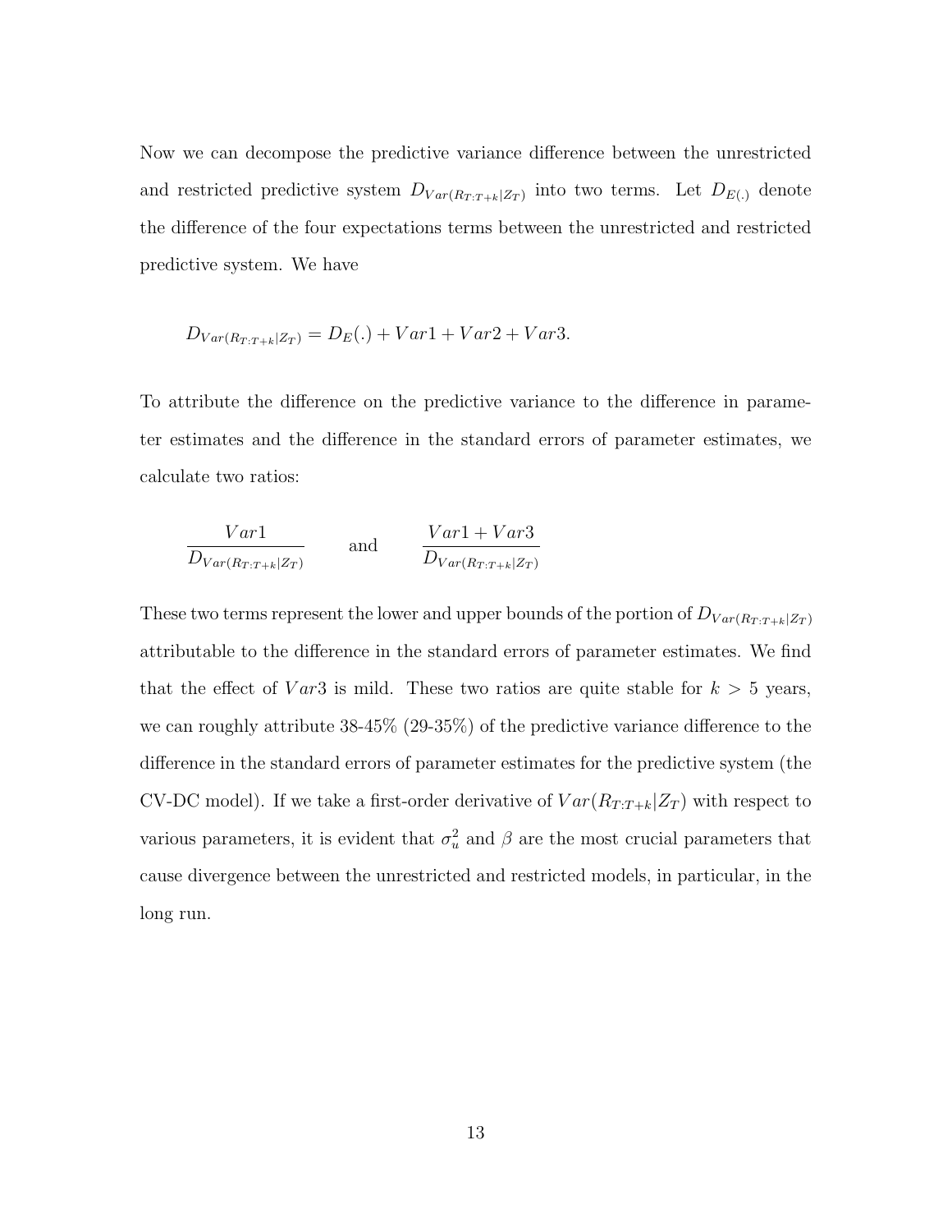Now we can decompose the predictive variance difference between the unrestricted and restricted predictive system $D_{Var(R_{T:T+k}|Z_T)}$ into two terms. Let $D_{E(.)}$ denote the difference of the four expectations terms between the unrestricted and restricted predictive system. We have

$$D_{Var(R_{T:T+k}|Z_T)} = D_E(.) + Var1 + Var2 + Var3.$$

To attribute the difference on the predictive variance to the difference in parameter estimates and the difference in the standard errors of parameter estimates, we calculate two ratios:

$$\frac{Var1}{D_{Var(R_{T:T+k}|Z_T)}} \qquad \text{and} \qquad \frac{Var1 + Var3}{D_{Var(R_{T:T+k}|Z_T)}}$$

These two terms represent the lower and upper bounds of the portion of $D_{Var(R_{T:T+k}|Z_T)}$ attributable to the difference in the standard errors of parameter estimates. We find that the effect of $Var3$ is mild. These two ratios are quite stable for $k > 5$ years, we can roughly attribute 38-45% (29-35%) of the predictive variance difference to the difference in the standard errors of parameter estimates for the predictive system (the CV-DC model). If we take a first-order derivative of $Var(R_{T:T+k}|Z_T)$ with respect to various parameters, it is evident that $\sigma_u^2$ and $\beta$ are the most crucial parameters that cause divergence between the unrestricted and restricted models, in particular, in the long run.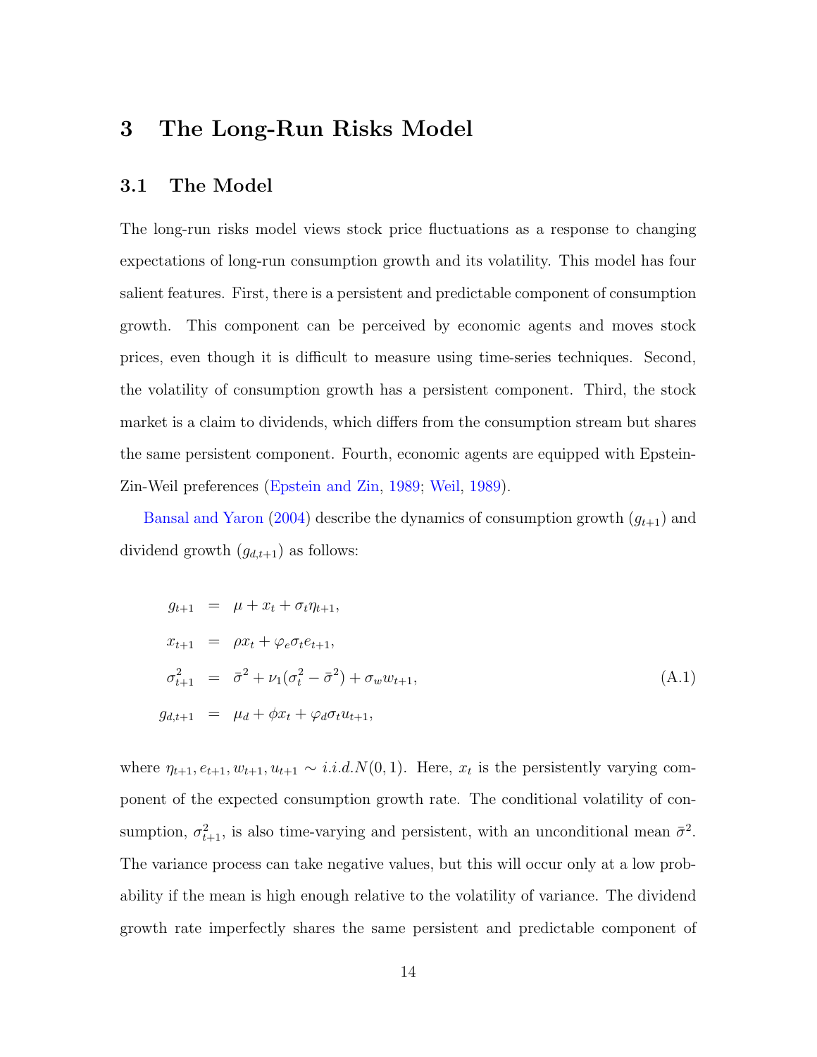# 3 The Long-Run Risks Model

## 3.1 The Model

The long-run risks model views stock price fluctuations as a response to changing expectations of long-run consumption growth and its volatility. This model has four salient features. First, there is a persistent and predictable component of consumption growth. This component can be perceived by economic agents and moves stock prices, even though it is difficult to measure using time-series techniques. Second, the volatility of consumption growth has a persistent component. Third, the stock market is a claim to dividends, which differs from the consumption stream but shares the same persistent component. Fourth, economic agents are equipped with Epstein-Zin-Weil preferences (Epstein and Zin, 1989; Weil, 1989).

Bansal and Yaron (2004) describe the dynamics of consumption growth ($g_{t+1}$) and dividend growth ($g_{d,t+1}$) as follows:

$$
\begin{aligned}
g_{t+1} &= \mu + x_t + \sigma_t \eta_{t+1}, \\
x_{t+1} &= \rho x_t + \varphi_e \sigma_t e_{t+1}, \\
\sigma_{t+1}^2 &= \bar{\sigma}^2 + \nu_1(\sigma_t^2 - \bar{\sigma}^2) + \sigma_w w_{t+1}, \\
g_{d,t+1} &= \mu_d + \phi x_t + \varphi_d \sigma_t u_{t+1},
\end{aligned}
\tag{A.1}
$$

where $\eta_{t+1}, e_{t+1}, w_{t+1}, u_{t+1} \sim i.i.d.N(0,1)$. Here, $x_t$ is the persistently varying component of the expected consumption growth rate. The conditional volatility of consumption, $\sigma_{t+1}^2$, is also time-varying and persistent, with an unconditional mean $\bar{\sigma}^2$. The variance process can take negative values, but this will occur only at a low probability if the mean is high enough relative to the volatility of variance. The dividend growth rate imperfectly shares the same persistent and predictable component of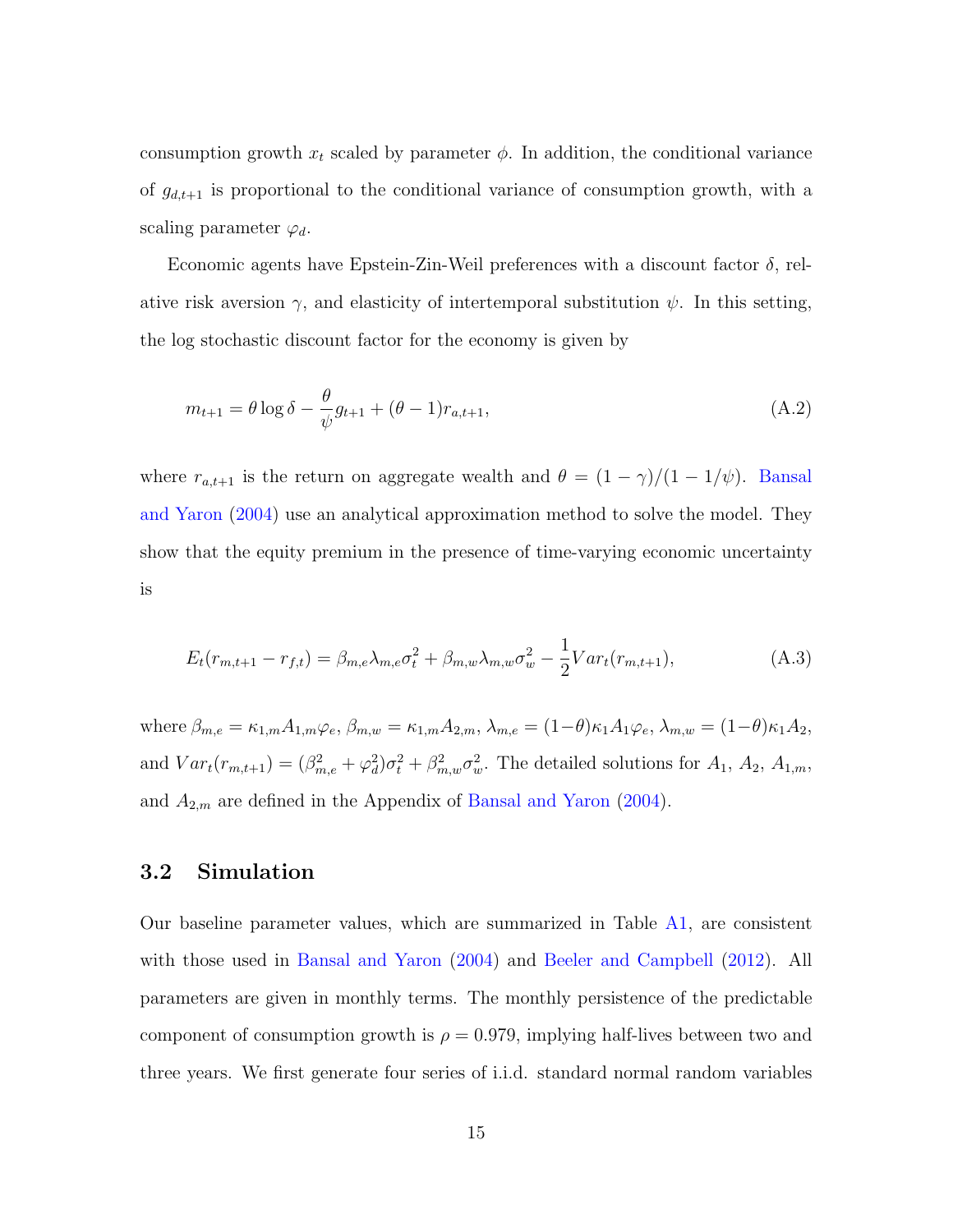consumption growth $x_t$ scaled by parameter $\phi$. In addition, the conditional variance of $g_{d,t+1}$ is proportional to the conditional variance of consumption growth, with a scaling parameter $\varphi_d$.

Economic agents have Epstein-Zin-Weil preferences with a discount factor $\delta$, relative risk aversion $\gamma$, and elasticity of intertemporal substitution $\psi$. In this setting, the log stochastic discount factor for the economy is given by

$$m_{t+1} = \theta \log \delta - \frac{\theta}{\psi} g_{t+1} + (\theta - 1) r_{a,t+1}, \tag{A.2}$$

where $r_{a,t+1}$ is the return on aggregate wealth and $\theta = (1-\gamma)/(1-1/\psi)$. Bansal and Yaron (2004) use an analytical approximation method to solve the model. They show that the equity premium in the presence of time-varying economic uncertainty is

$$E_t(r_{m,t+1} - r_{f,t}) = \beta_{m,e}\lambda_{m,e}\sigma_t^2 + \beta_{m,w}\lambda_{m,w}\sigma_w^2 - \frac{1}{2}Var_t(r_{m,t+1}), \tag{A.3}$$

where $\beta_{m,e} = \kappa_{1,m}A_{1,m}\varphi_e$, $\beta_{m,w} = \kappa_{1,m}A_{2,m}$, $\lambda_{m,e} = (1-\theta)\kappa_1 A_1 \varphi_e$, $\lambda_{m,w} = (1-\theta)\kappa_1 A_2$, and $Var_t(r_{m,t+1}) = (\beta_{m,e}^2 + \varphi_d^2)\sigma_t^2 + \beta_{m,w}^2\sigma_w^2$. The detailed solutions for $A_1$, $A_2$, $A_{1,m}$, and $A_{2,m}$ are defined in the Appendix of Bansal and Yaron (2004).

## 3.2 Simulation

Our baseline parameter values, which are summarized in Table A1, are consistent with those used in Bansal and Yaron (2004) and Beeler and Campbell (2012). All parameters are given in monthly terms. The monthly persistence of the predictable component of consumption growth is $\rho = 0.979$, implying half-lives between two and three years. We first generate four series of i.i.d. standard normal random variables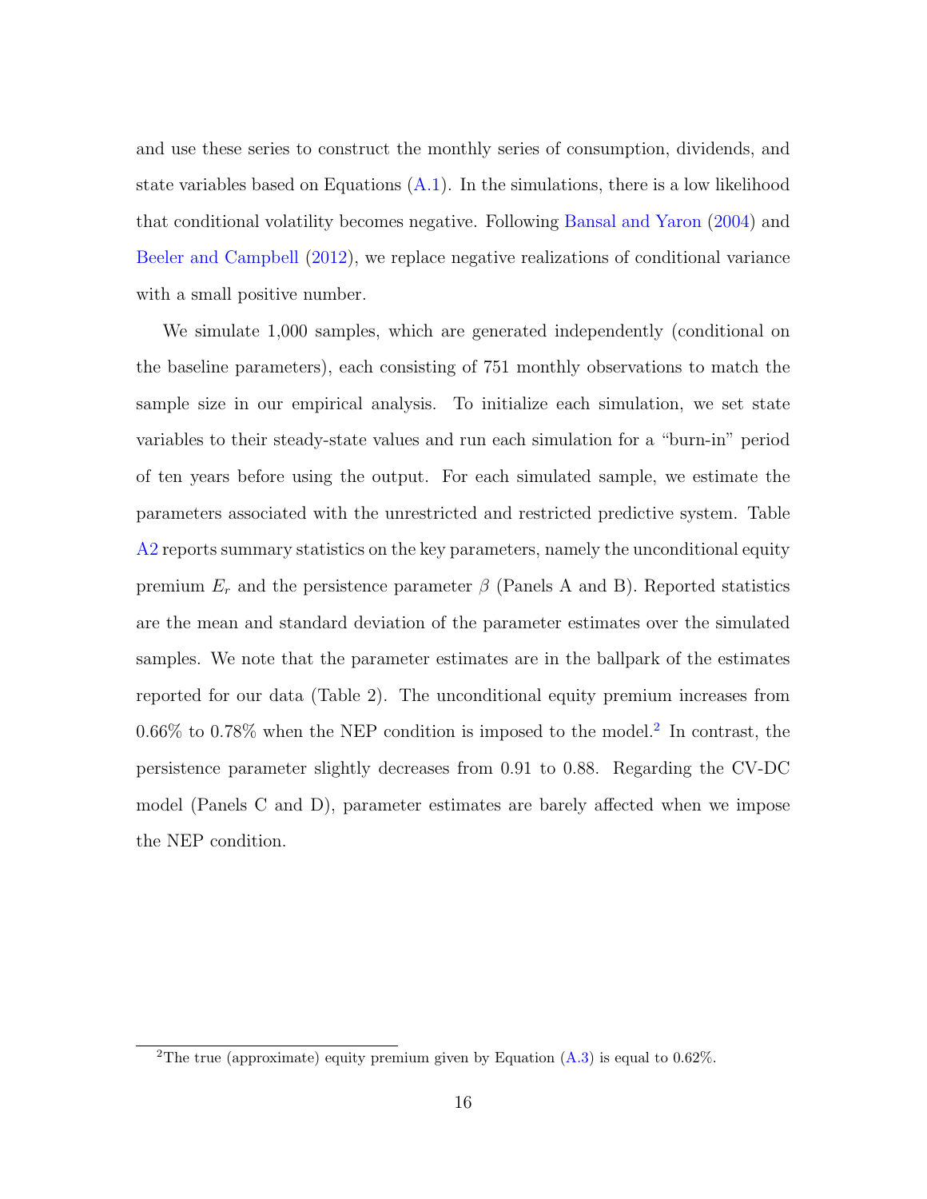and use these series to construct the monthly series of consumption, dividends, and state variables based on Equations (A.1). In the simulations, there is a low likelihood that conditional volatility becomes negative. Following Bansal and Yaron (2004) and Beeler and Campbell (2012), we replace negative realizations of conditional variance with a small positive number.

We simulate 1,000 samples, which are generated independently (conditional on the baseline parameters), each consisting of 751 monthly observations to match the sample size in our empirical analysis. To initialize each simulation, we set state variables to their steady-state values and run each simulation for a "burn-in" period of ten years before using the output. For each simulated sample, we estimate the parameters associated with the unrestricted and restricted predictive system. Table A2 reports summary statistics on the key parameters, namely the unconditional equity premium $E_r$ and the persistence parameter $\beta$ (Panels A and B). Reported statistics are the mean and standard deviation of the parameter estimates over the simulated samples. We note that the parameter estimates are in the ballpark of the estimates reported for our data (Table 2). The unconditional equity premium increases from 0.66% to 0.78% when the NEP condition is imposed to the model.[2] In contrast, the persistence parameter slightly decreases from 0.91 to 0.88. Regarding the CV-DC model (Panels C and D), parameter estimates are barely affected when we impose the NEP condition.

[2] The true (approximate) equity premium given by Equation (A.3) is equal to 0.62%.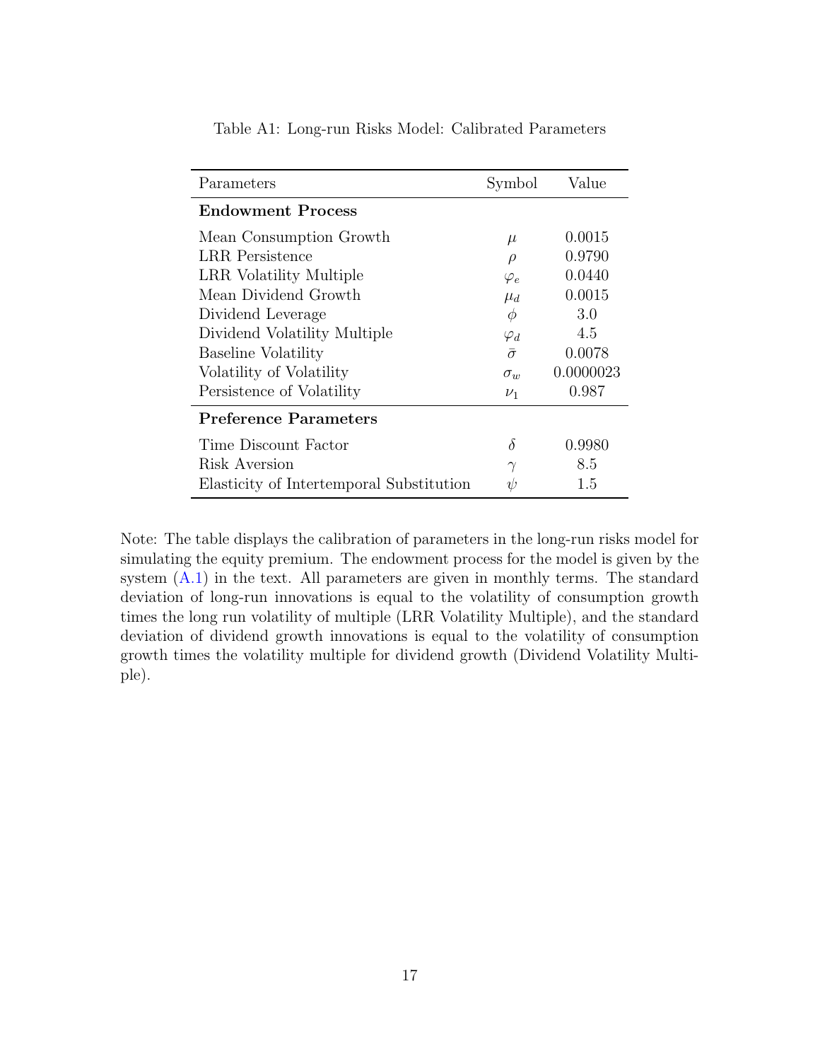Table A1: Long-run Risks Model: Calibrated Parameters

| Parameters | Symbol | Value |
|---|---|---|
| **Endowment Process** | | |
| Mean Consumption Growth | $\mu$ | 0.0015 |
| LRR Persistence | $\rho$ | 0.9790 |
| LRR Volatility Multiple | $\varphi_e$ | 0.0440 |
| Mean Dividend Growth | $\mu_d$ | 0.0015 |
| Dividend Leverage | $\phi$ | 3.0 |
| Dividend Volatility Multiple | $\varphi_d$ | 4.5 |
| Baseline Volatility | $\bar{\sigma}$ | 0.0078 |
| Volatility of Volatility | $\sigma_w$ | 0.0000023 |
| Persistence of Volatility | $\nu_1$ | 0.987 |
| **Preference Parameters** | | |
| Time Discount Factor | $\delta$ | 0.9980 |
| Risk Aversion | $\gamma$ | 8.5 |
| Elasticity of Intertemporal Substitution | $\psi$ | 1.5 |

Note: The table displays the calibration of parameters in the long-run risks model for simulating the equity premium. The endowment process for the model is given by the system (A.1) in the text. All parameters are given in monthly terms. The standard deviation of long-run innovations is equal to the volatility of consumption growth times the long run volatility of multiple (LRR Volatility Multiple), and the standard deviation of dividend growth innovations is equal to the volatility of consumption growth times the volatility multiple for dividend growth (Dividend Volatility Multiple).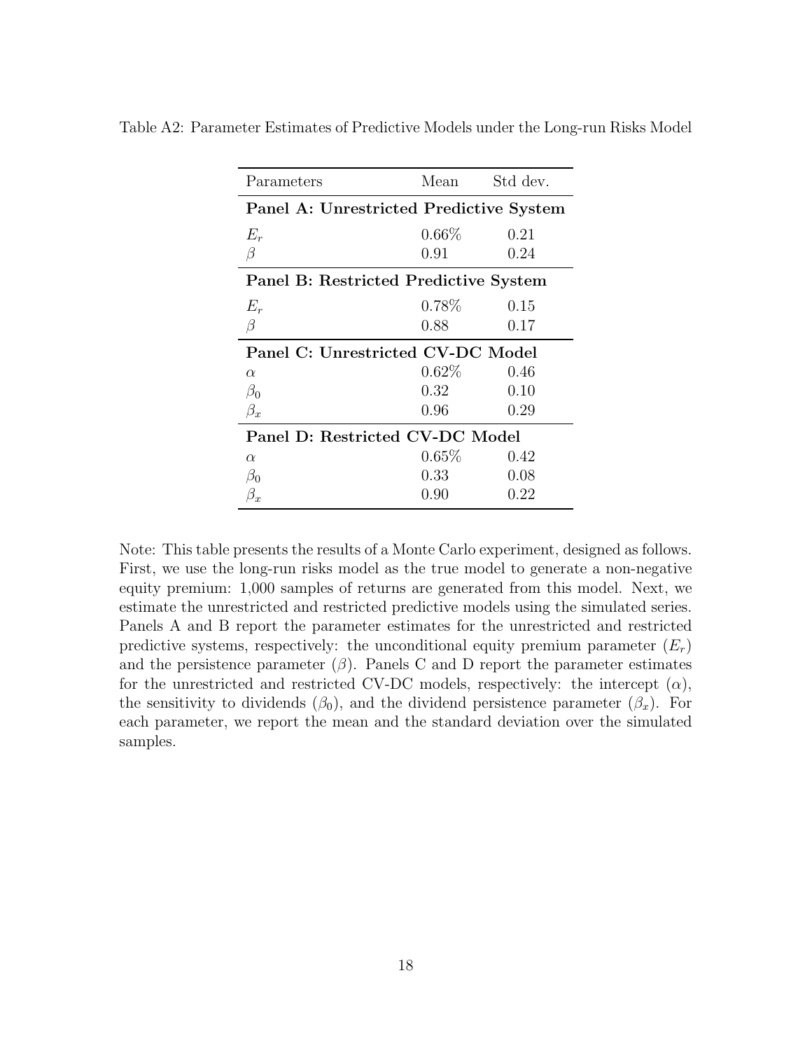Table A2: Parameter Estimates of Predictive Models under the Long-run Risks Model

| Parameters | Mean | Std dev. |
|---|---|---|
| **Panel A: Unrestricted Predictive System** | | |
| $E_r$ | 0.66% | 0.21 |
| $\beta$ | 0.91 | 0.24 |
| **Panel B: Restricted Predictive System** | | |
| $E_r$ | 0.78% | 0.15 |
| $\beta$ | 0.88 | 0.17 |
| **Panel C: Unrestricted CV-DC Model** | | |
| $\alpha$ | 0.62% | 0.46 |
| $\beta_0$ | 0.32 | 0.10 |
| $\beta_x$ | 0.96 | 0.29 |
| **Panel D: Restricted CV-DC Model** | | |
| $\alpha$ | 0.65% | 0.42 |
| $\beta_0$ | 0.33 | 0.08 |
| $\beta_x$ | 0.90 | 0.22 |

Note: This table presents the results of a Monte Carlo experiment, designed as follows. First, we use the long-run risks model as the true model to generate a non-negative equity premium: 1,000 samples of returns are generated from this model. Next, we estimate the unrestricted and restricted predictive models using the simulated series. Panels A and B report the parameter estimates for the unrestricted and restricted predictive systems, respectively: the unconditional equity premium parameter ($E_r$) and the persistence parameter ($\beta$). Panels C and D report the parameter estimates for the unrestricted and restricted CV-DC models, respectively: the intercept ($\alpha$), the sensitivity to dividends ($\beta_0$), and the dividend persistence parameter ($\beta_x$). For each parameter, we report the mean and the standard deviation over the simulated samples.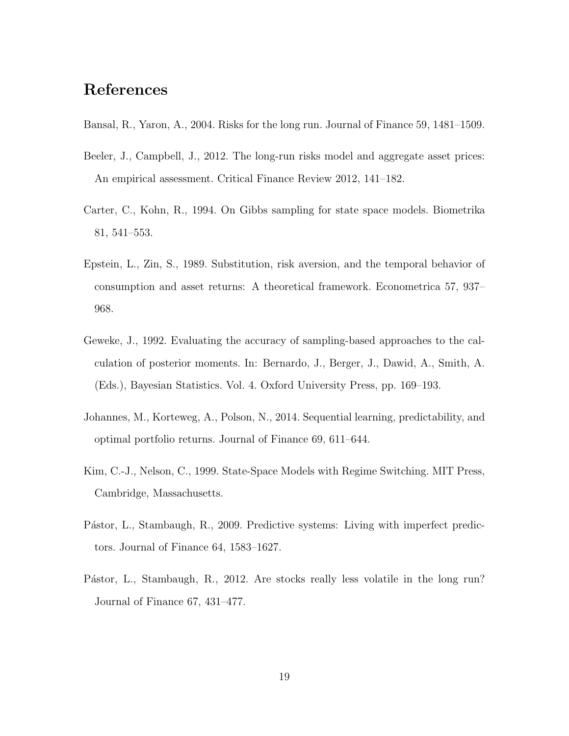# References

Bansal, R., Yaron, A., 2004. Risks for the long run. Journal of Finance 59, 1481–1509.

Beeler, J., Campbell, J., 2012. The long-run risks model and aggregate asset prices: An empirical assessment. Critical Finance Review 2012, 141–182.

Carter, C., Kohn, R., 1994. On Gibbs sampling for state space models. Biometrika 81, 541–553.

Epstein, L., Zin, S., 1989. Substitution, risk aversion, and the temporal behavior of consumption and asset returns: A theoretical framework. Econometrica 57, 937–968.

Geweke, J., 1992. Evaluating the accuracy of sampling-based approaches to the calculation of posterior moments. In: Bernardo, J., Berger, J., Dawid, A., Smith, A. (Eds.), Bayesian Statistics. Vol. 4. Oxford University Press, pp. 169–193.

Johannes, M., Korteweg, A., Polson, N., 2014. Sequential learning, predictability, and optimal portfolio returns. Journal of Finance 69, 611–644.

Kim, C.-J., Nelson, C., 1999. State-Space Models with Regime Switching. MIT Press, Cambridge, Massachusetts.

Pástor, L., Stambaugh, R., 2009. Predictive systems: Living with imperfect predictors. Journal of Finance 64, 1583–1627.

Pástor, L., Stambaugh, R., 2012. Are stocks really less volatile in the long run? Journal of Finance 67, 431–477.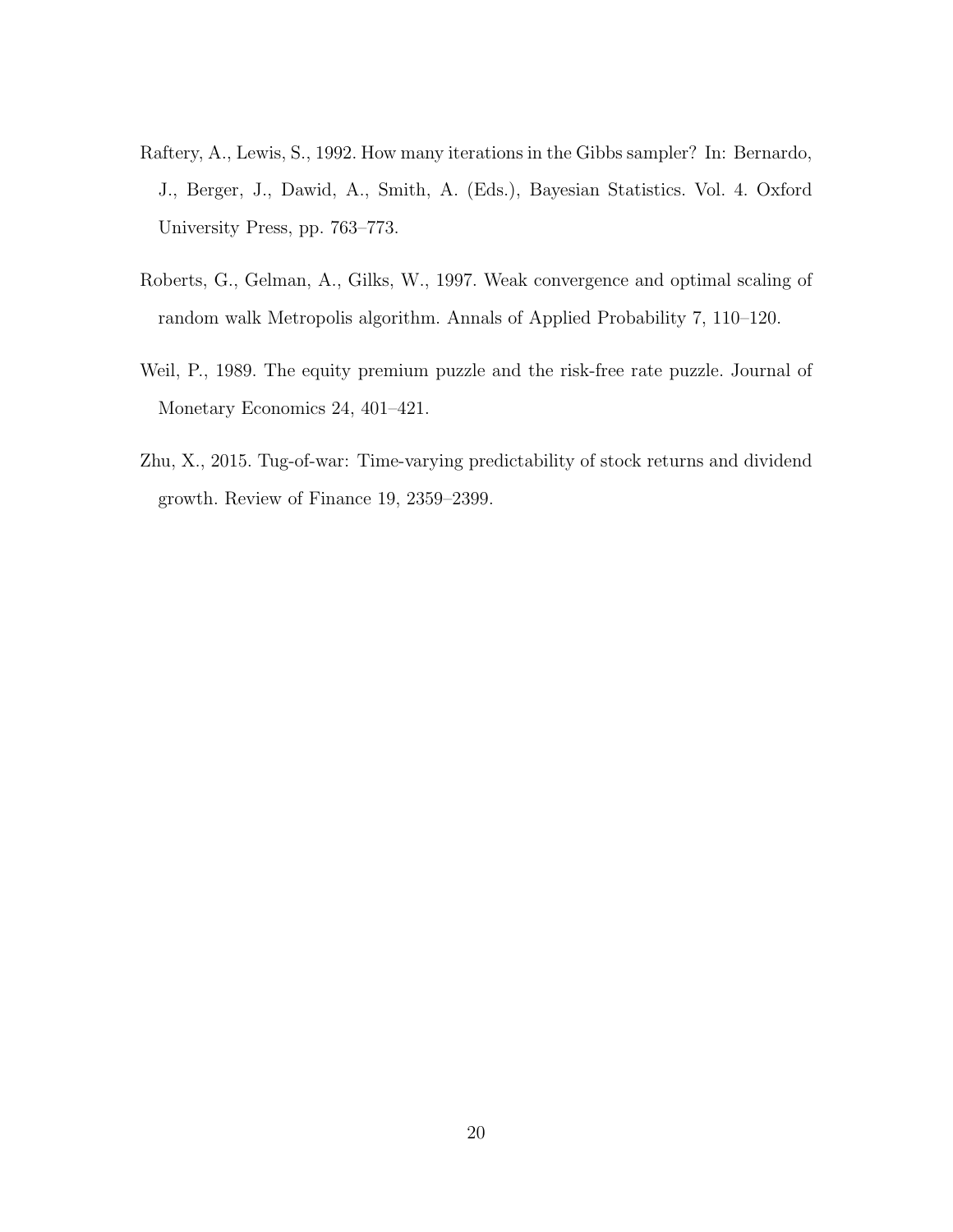Raftery, A., Lewis, S., 1992. How many iterations in the Gibbs sampler? In: Bernardo, J., Berger, J., Dawid, A., Smith, A. (Eds.), Bayesian Statistics. Vol. 4. Oxford University Press, pp. 763–773.

Roberts, G., Gelman, A., Gilks, W., 1997. Weak convergence and optimal scaling of random walk Metropolis algorithm. Annals of Applied Probability 7, 110–120.

Weil, P., 1989. The equity premium puzzle and the risk-free rate puzzle. Journal of Monetary Economics 24, 401–421.

Zhu, X., 2015. Tug-of-war: Time-varying predictability of stock returns and dividend growth. Review of Finance 19, 2359–2399.